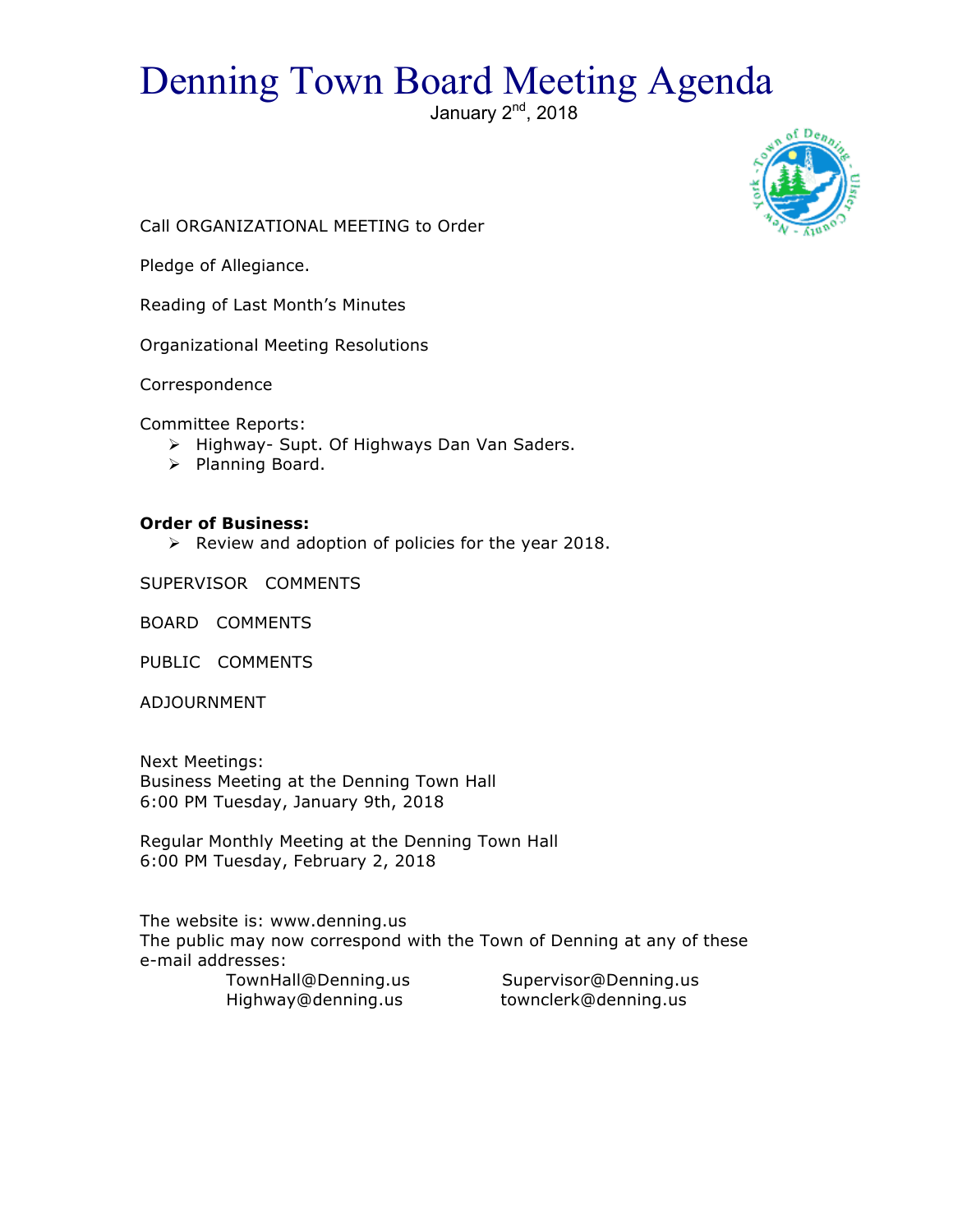# Denning Town Board Meeting Agenda

January 2nd, 2018

Call ORGANIZATIONAL MEETING to Order

Pledge of Allegiance.

Reading of Last Month's Minutes

Organizational Meeting Resolutions

Correspondence

Committee Reports:

- Highway- Supt. Of Highways Dan Van Saders.
- Planning Board.

**Order of Business:**

- Review and adoption of policies for the year 2018.

SUPERVISOR COMMENTS

BOARD COMMENTS

PUBLIC COMMENTS

ADJOURNMENT

Next Meetings:
Business Meeting at the Denning Town Hall
6:00 PM Tuesday, January 9th, 2018

Regular Monthly Meeting at the Denning Town Hall
6:00 PM Tuesday, February 2, 2018

The website is: www.denning.us
The public may now correspond with the Town of Denning at any of these e-mail addresses:

TownHall@Denning.us Supervisor@Denning.us
Highway@denning.us townclerk@denning.us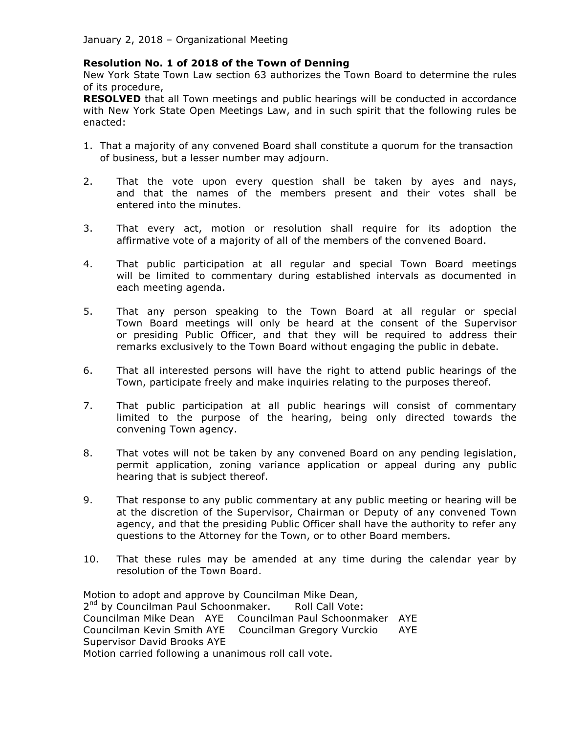January 2, 2018 – Organizational Meeting

**Resolution No. 1 of 2018 of the Town of Denning**

New York State Town Law section 63 authorizes the Town Board to determine the rules of its procedure,

**RESOLVED** that all Town meetings and public hearings will be conducted in accordance with New York State Open Meetings Law, and in such spirit that the following rules be enacted:

1. That a majority of any convened Board shall constitute a quorum for the transaction of business, but a lesser number may adjourn.
2. That the vote upon every question shall be taken by ayes and nays, and that the names of the members present and their votes shall be entered into the minutes.
3. That every act, motion or resolution shall require for its adoption the affirmative vote of a majority of all of the members of the convened Board.
4. That public participation at all regular and special Town Board meetings will be limited to commentary during established intervals as documented in each meeting agenda.
5. That any person speaking to the Town Board at all regular or special Town Board meetings will only be heard at the consent of the Supervisor or presiding Public Officer, and that they will be required to address their remarks exclusively to the Town Board without engaging the public in debate.
6. That all interested persons will have the right to attend public hearings of the Town, participate freely and make inquiries relating to the purposes thereof.
7. That public participation at all public hearings will consist of commentary limited to the purpose of the hearing, being only directed towards the convening Town agency.
8. That votes will not be taken by any convened Board on any pending legislation, permit application, zoning variance application or appeal during any public hearing that is subject thereof.
9. That response to any public commentary at any public meeting or hearing will be at the discretion of the Supervisor, Chairman or Deputy of any convened Town agency, and that the presiding Public Officer shall have the authority to refer any questions to the Attorney for the Town, or to other Board members.
10. That these rules may be amended at any time during the calendar year by resolution of the Town Board.

Motion to adopt and approve by Councilman Mike Dean,
2nd by Councilman Paul Schoonmaker. Roll Call Vote:
Councilman Mike Dean AYE Councilman Paul Schoonmaker AYE
Councilman Kevin Smith AYE Councilman Gregory Vurckio AYE
Supervisor David Brooks AYE
Motion carried following a unanimous roll call vote.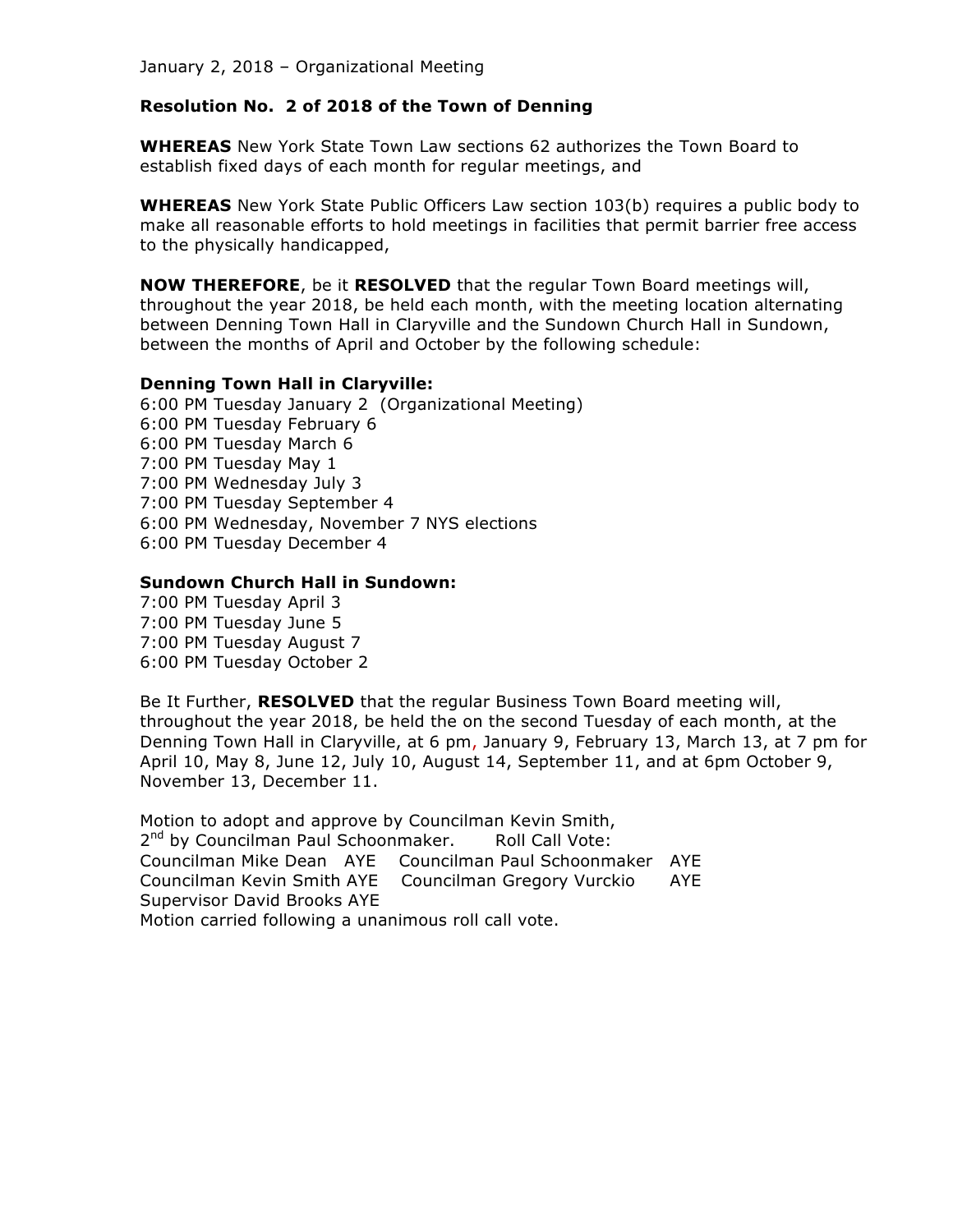January 2, 2018 – Organizational Meeting

**Resolution No. 2 of 2018 of the Town of Denning**

**WHEREAS** New York State Town Law sections 62 authorizes the Town Board to establish fixed days of each month for regular meetings, and

**WHEREAS** New York State Public Officers Law section 103(b) requires a public body to make all reasonable efforts to hold meetings in facilities that permit barrier free access to the physically handicapped,

**NOW THEREFORE**, be it **RESOLVED** that the regular Town Board meetings will, throughout the year 2018, be held each month, with the meeting location alternating between Denning Town Hall in Claryville and the Sundown Church Hall in Sundown, between the months of April and October by the following schedule:

**Denning Town Hall in Claryville:**

6:00 PM Tuesday January 2 (Organizational Meeting)
6:00 PM Tuesday February 6
6:00 PM Tuesday March 6
7:00 PM Tuesday May 1
7:00 PM Wednesday July 3
7:00 PM Tuesday September 4
6:00 PM Wednesday, November 7 NYS elections
6:00 PM Tuesday December 4

**Sundown Church Hall in Sundown:**

7:00 PM Tuesday April 3
7:00 PM Tuesday June 5
7:00 PM Tuesday August 7
6:00 PM Tuesday October 2

Be It Further, **RESOLVED** that the regular Business Town Board meeting will, throughout the year 2018, be held the on the second Tuesday of each month, at the Denning Town Hall in Claryville, at 6 pm, January 9, February 13, March 13, at 7 pm for April 10, May 8, June 12, July 10, August 14, September 11, and at 6pm October 9, November 13, December 11.

Motion to adopt and approve by Councilman Kevin Smith,
2nd by Councilman Paul Schoonmaker. Roll Call Vote:
Councilman Mike Dean AYE Councilman Paul Schoonmaker AYE
Councilman Kevin Smith AYE Councilman Gregory Vurckio AYE
Supervisor David Brooks AYE
Motion carried following a unanimous roll call vote.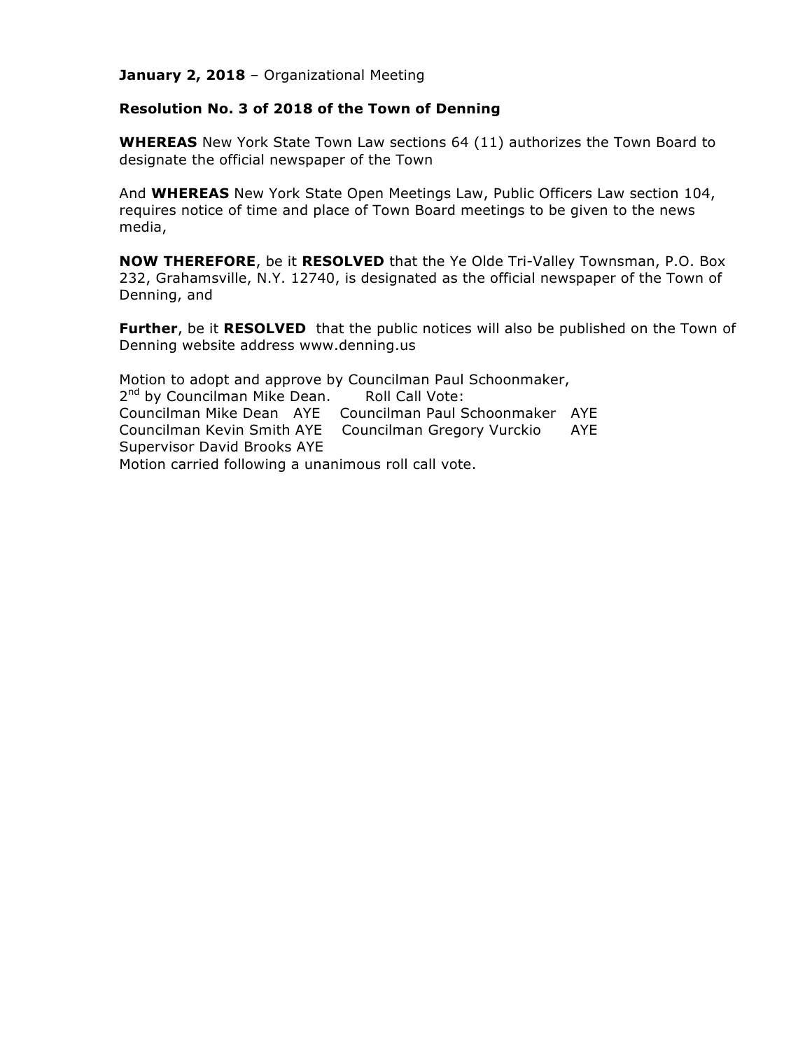**January 2, 2018** – Organizational Meeting

**Resolution No. 3 of 2018 of the Town of Denning**

**WHEREAS** New York State Town Law sections 64 (11) authorizes the Town Board to designate the official newspaper of the Town

And **WHEREAS** New York State Open Meetings Law, Public Officers Law section 104, requires notice of time and place of Town Board meetings to be given to the news media,

**NOW THEREFORE**, be it **RESOLVED** that the Ye Olde Tri-Valley Townsman, P.O. Box 232, Grahamsville, N.Y. 12740, is designated as the official newspaper of the Town of Denning, and

**Further**, be it **RESOLVED** that the public notices will also be published on the Town of Denning website address www.denning.us

Motion to adopt and approve by Councilman Paul Schoonmaker,
2nd by Councilman Mike Dean. Roll Call Vote:
Councilman Mike Dean AYE Councilman Paul Schoonmaker AYE
Councilman Kevin Smith AYE Councilman Gregory Vurckio AYE
Supervisor David Brooks AYE
Motion carried following a unanimous roll call vote.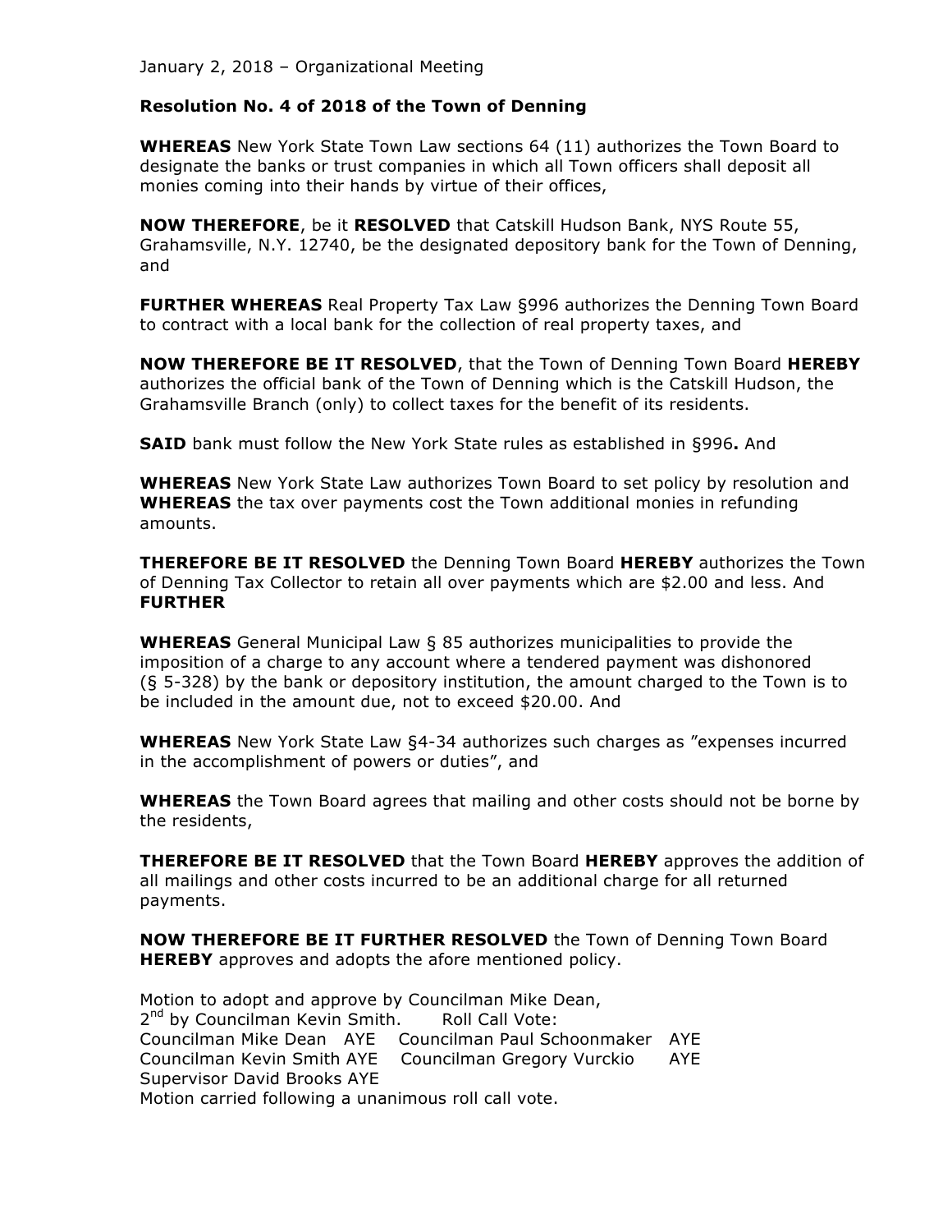January 2, 2018 – Organizational Meeting

**Resolution No. 4 of 2018 of the Town of Denning**

**WHEREAS** New York State Town Law sections 64 (11) authorizes the Town Board to designate the banks or trust companies in which all Town officers shall deposit all monies coming into their hands by virtue of their offices,

**NOW THEREFORE**, be it **RESOLVED** that Catskill Hudson Bank, NYS Route 55, Grahamsville, N.Y. 12740, be the designated depository bank for the Town of Denning, and

**FURTHER WHEREAS** Real Property Tax Law §996 authorizes the Denning Town Board to contract with a local bank for the collection of real property taxes, and

**NOW THEREFORE BE IT RESOLVED**, that the Town of Denning Town Board **HEREBY** authorizes the official bank of the Town of Denning which is the Catskill Hudson, the Grahamsville Branch (only) to collect taxes for the benefit of its residents.

**SAID** bank must follow the New York State rules as established in §996**.** And

**WHEREAS** New York State Law authorizes Town Board to set policy by resolution and **WHEREAS** the tax over payments cost the Town additional monies in refunding amounts.

**THEREFORE BE IT RESOLVED** the Denning Town Board **HEREBY** authorizes the Town of Denning Tax Collector to retain all over payments which are $2.00 and less. And **FURTHER**

**WHEREAS** General Municipal Law § 85 authorizes municipalities to provide the imposition of a charge to any account where a tendered payment was dishonored (§ 5-328) by the bank or depository institution, the amount charged to the Town is to be included in the amount due, not to exceed $20.00. And

**WHEREAS** New York State Law §4-34 authorizes such charges as "expenses incurred in the accomplishment of powers or duties", and

**WHEREAS** the Town Board agrees that mailing and other costs should not be borne by the residents,

**THEREFORE BE IT RESOLVED** that the Town Board **HEREBY** approves the addition of all mailings and other costs incurred to be an additional charge for all returned payments.

**NOW THEREFORE BE IT FURTHER RESOLVED** the Town of Denning Town Board **HEREBY** approves and adopts the afore mentioned policy.

Motion to adopt and approve by Councilman Mike Dean,
2nd by Councilman Kevin Smith. Roll Call Vote:
Councilman Mike Dean AYE Councilman Paul Schoonmaker AYE
Councilman Kevin Smith AYE Councilman Gregory Vurckio AYE
Supervisor David Brooks AYE
Motion carried following a unanimous roll call vote.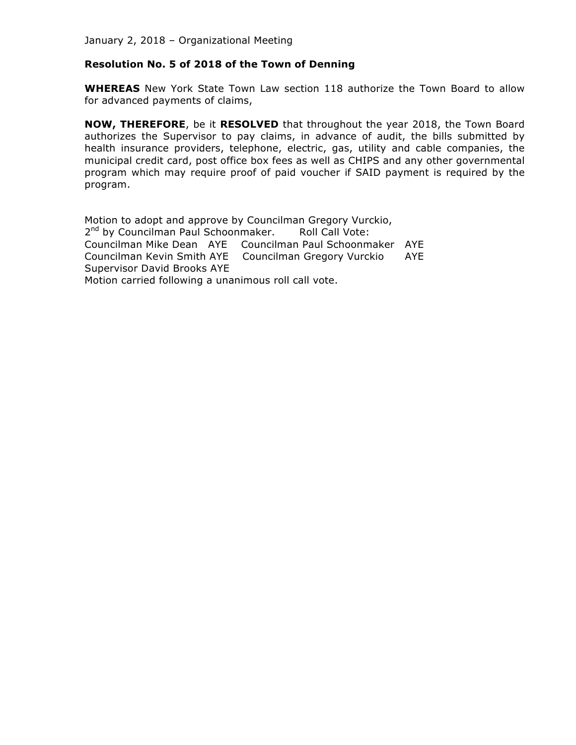January 2, 2018 – Organizational Meeting

**Resolution No. 5 of 2018 of the Town of Denning**

**WHEREAS** New York State Town Law section 118 authorize the Town Board to allow for advanced payments of claims,

**NOW, THEREFORE**, be it **RESOLVED** that throughout the year 2018, the Town Board authorizes the Supervisor to pay claims, in advance of audit, the bills submitted by health insurance providers, telephone, electric, gas, utility and cable companies, the municipal credit card, post office box fees as well as CHIPS and any other governmental program which may require proof of paid voucher if SAID payment is required by the program.

Motion to adopt and approve by Councilman Gregory Vurckio,
2nd by Councilman Paul Schoonmaker. Roll Call Vote:
Councilman Mike Dean AYE Councilman Paul Schoonmaker AYE
Councilman Kevin Smith AYE Councilman Gregory Vurckio AYE
Supervisor David Brooks AYE
Motion carried following a unanimous roll call vote.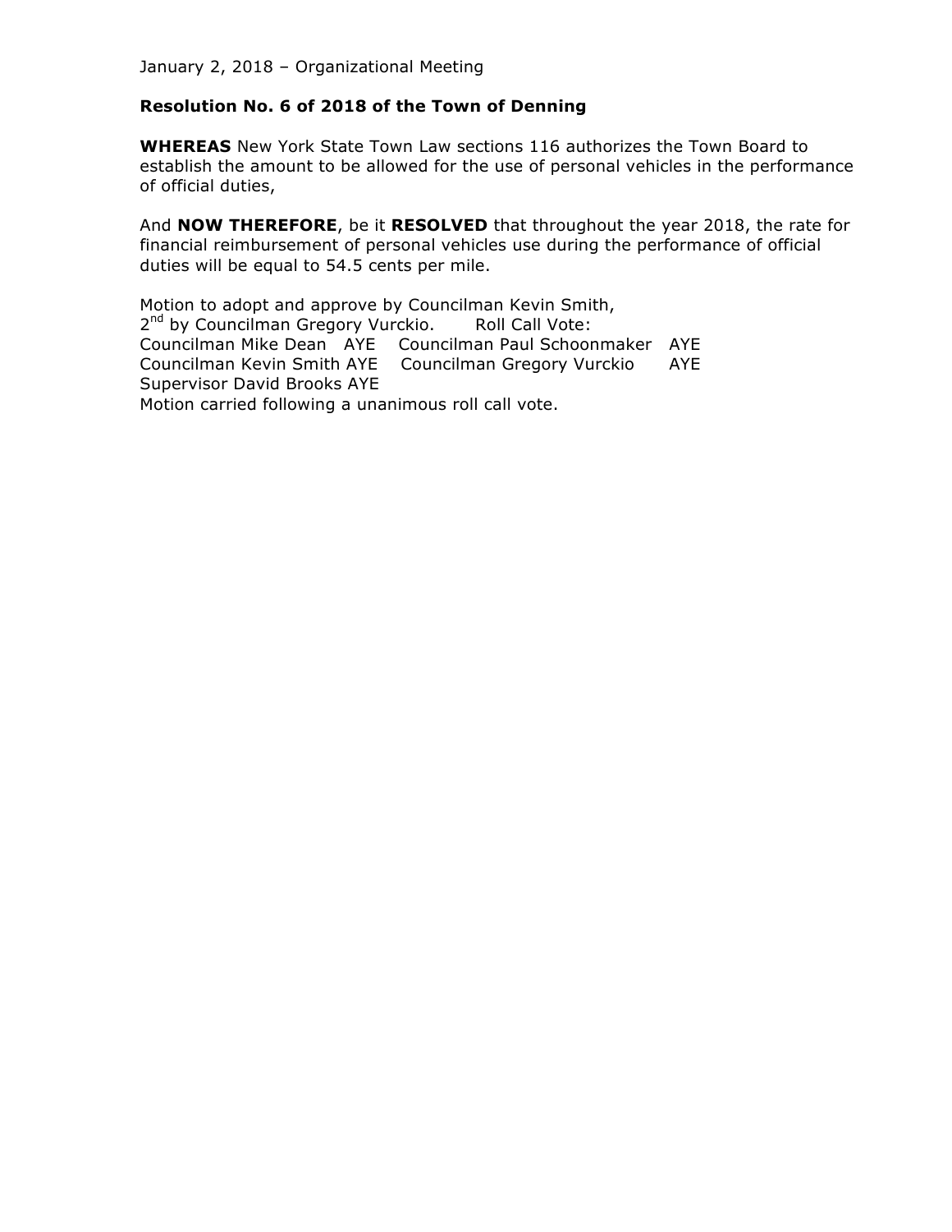January 2, 2018 – Organizational Meeting

**Resolution No. 6 of 2018 of the Town of Denning**

**WHEREAS** New York State Town Law sections 116 authorizes the Town Board to establish the amount to be allowed for the use of personal vehicles in the performance of official duties,

And **NOW THEREFORE**, be it **RESOLVED** that throughout the year 2018, the rate for financial reimbursement of personal vehicles use during the performance of official duties will be equal to 54.5 cents per mile.

Motion to adopt and approve by Councilman Kevin Smith,
2nd by Councilman Gregory Vurckio. Roll Call Vote:
Councilman Mike Dean AYE Councilman Paul Schoonmaker AYE
Councilman Kevin Smith AYE Councilman Gregory Vurckio AYE
Supervisor David Brooks AYE
Motion carried following a unanimous roll call vote.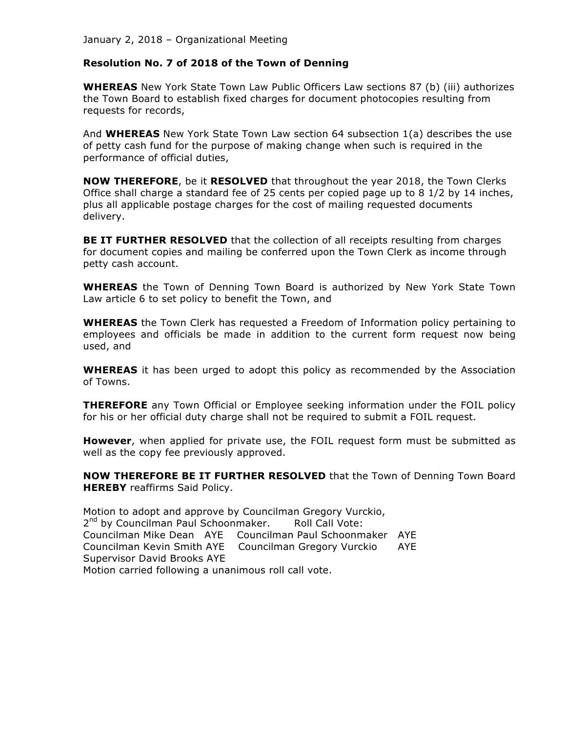January 2, 2018 – Organizational Meeting

**Resolution No. 7 of 2018 of the Town of Denning**

**WHEREAS** New York State Town Law Public Officers Law sections 87 (b) (iii) authorizes the Town Board to establish fixed charges for document photocopies resulting from requests for records,

And **WHEREAS** New York State Town Law section 64 subsection 1(a) describes the use of petty cash fund for the purpose of making change when such is required in the performance of official duties,

**NOW THEREFORE**, be it **RESOLVED** that throughout the year 2018, the Town Clerks Office shall charge a standard fee of 25 cents per copied page up to 8 1/2 by 14 inches, plus all applicable postage charges for the cost of mailing requested documents delivery.

**BE IT FURTHER RESOLVED** that the collection of all receipts resulting from charges for document copies and mailing be conferred upon the Town Clerk as income through petty cash account.

**WHEREAS** the Town of Denning Town Board is authorized by New York State Town Law article 6 to set policy to benefit the Town, and

**WHEREAS** the Town Clerk has requested a Freedom of Information policy pertaining to employees and officials be made in addition to the current form request now being used, and

**WHEREAS** it has been urged to adopt this policy as recommended by the Association of Towns.

**THEREFORE** any Town Official or Employee seeking information under the FOIL policy for his or her official duty charge shall not be required to submit a FOIL request.

**However**, when applied for private use, the FOIL request form must be submitted as well as the copy fee previously approved.

**NOW THEREFORE BE IT FURTHER RESOLVED** that the Town of Denning Town Board **HEREBY** reaffirms Said Policy.

Motion to adopt and approve by Councilman Gregory Vurckio,
2nd by Councilman Paul Schoonmaker. Roll Call Vote:
Councilman Mike Dean AYE Councilman Paul Schoonmaker AYE
Councilman Kevin Smith AYE Councilman Gregory Vurckio AYE
Supervisor David Brooks AYE
Motion carried following a unanimous roll call vote.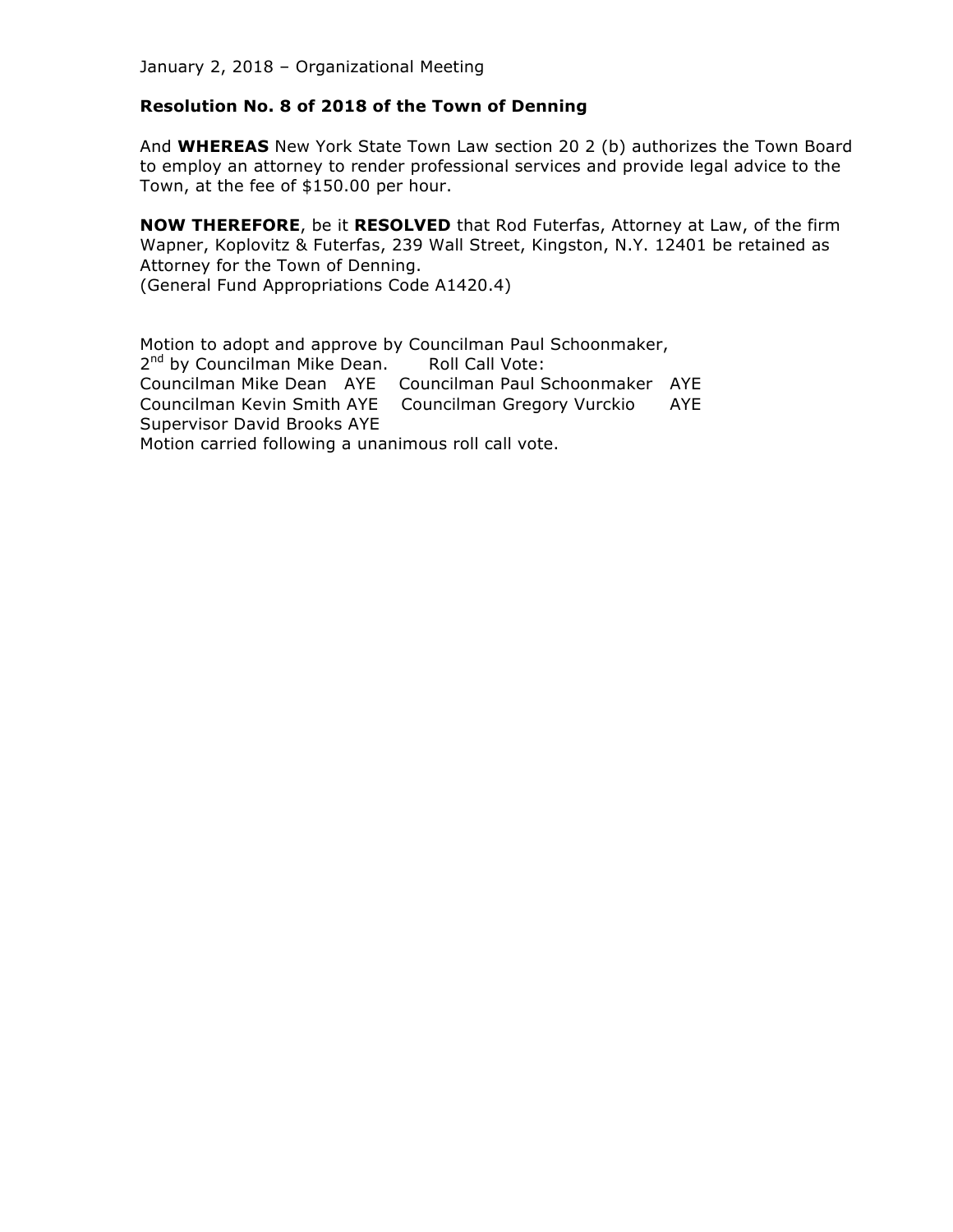January 2, 2018 – Organizational Meeting

**Resolution No. 8 of 2018 of the Town of Denning**

And **WHEREAS** New York State Town Law section 20 2 (b) authorizes the Town Board to employ an attorney to render professional services and provide legal advice to the Town, at the fee of $150.00 per hour.

**NOW THEREFORE**, be it **RESOLVED** that Rod Futerfas, Attorney at Law, of the firm Wapner, Koplovitz & Futerfas, 239 Wall Street, Kingston, N.Y. 12401 be retained as Attorney for the Town of Denning.
(General Fund Appropriations Code A1420.4)

Motion to adopt and approve by Councilman Paul Schoonmaker,
2nd by Councilman Mike Dean. Roll Call Vote:
Councilman Mike Dean AYE Councilman Paul Schoonmaker AYE
Councilman Kevin Smith AYE Councilman Gregory Vurckio AYE
Supervisor David Brooks AYE
Motion carried following a unanimous roll call vote.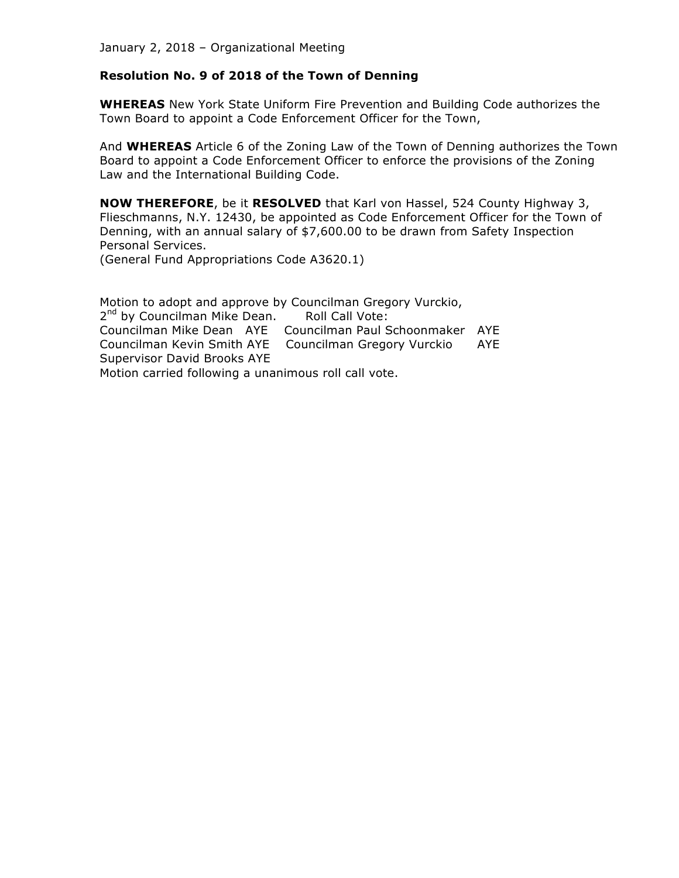January 2, 2018 – Organizational Meeting

**Resolution No. 9 of 2018 of the Town of Denning**

**WHEREAS** New York State Uniform Fire Prevention and Building Code authorizes the Town Board to appoint a Code Enforcement Officer for the Town,

And **WHEREAS** Article 6 of the Zoning Law of the Town of Denning authorizes the Town Board to appoint a Code Enforcement Officer to enforce the provisions of the Zoning Law and the International Building Code.

**NOW THEREFORE**, be it **RESOLVED** that Karl von Hassel, 524 County Highway 3, Flieschmanns, N.Y. 12430, be appointed as Code Enforcement Officer for the Town of Denning, with an annual salary of $7,600.00 to be drawn from Safety Inspection Personal Services.
(General Fund Appropriations Code A3620.1)

Motion to adopt and approve by Councilman Gregory Vurckio,
2nd by Councilman Mike Dean. Roll Call Vote:
Councilman Mike Dean AYE Councilman Paul Schoonmaker AYE
Councilman Kevin Smith AYE Councilman Gregory Vurckio AYE
Supervisor David Brooks AYE
Motion carried following a unanimous roll call vote.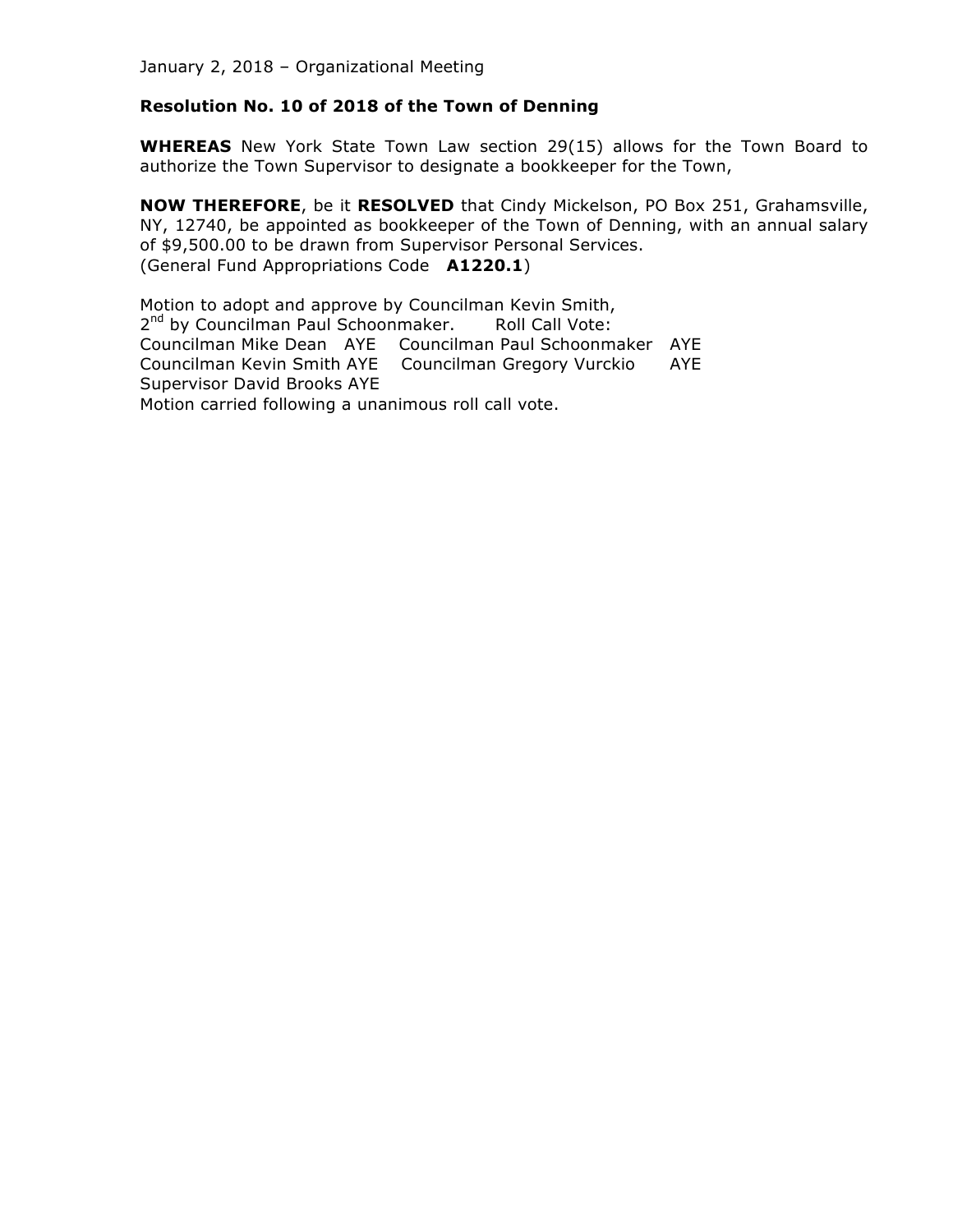January 2, 2018 – Organizational Meeting

**Resolution No. 10 of 2018 of the Town of Denning**

**WHEREAS** New York State Town Law section 29(15) allows for the Town Board to authorize the Town Supervisor to designate a bookkeeper for the Town,

**NOW THEREFORE**, be it **RESOLVED** that Cindy Mickelson, PO Box 251, Grahamsville, NY, 12740, be appointed as bookkeeper of the Town of Denning, with an annual salary of $9,500.00 to be drawn from Supervisor Personal Services.
(General Fund Appropriations Code **A1220.1**)

Motion to adopt and approve by Councilman Kevin Smith,
2nd by Councilman Paul Schoonmaker. Roll Call Vote:
Councilman Mike Dean AYE Councilman Paul Schoonmaker AYE
Councilman Kevin Smith AYE Councilman Gregory Vurckio AYE
Supervisor David Brooks AYE
Motion carried following a unanimous roll call vote.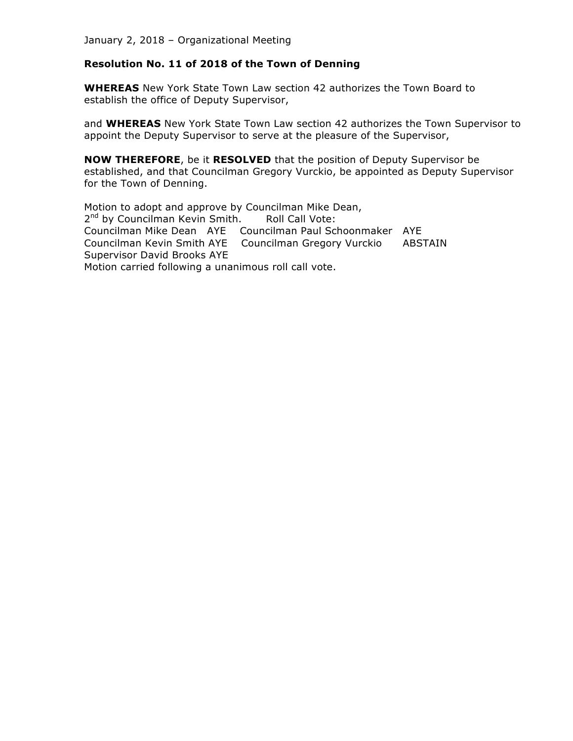January 2, 2018 – Organizational Meeting

**Resolution No. 11 of 2018 of the Town of Denning**

**WHEREAS** New York State Town Law section 42 authorizes the Town Board to establish the office of Deputy Supervisor,

and **WHEREAS** New York State Town Law section 42 authorizes the Town Supervisor to appoint the Deputy Supervisor to serve at the pleasure of the Supervisor,

**NOW THEREFORE**, be it **RESOLVED** that the position of Deputy Supervisor be established, and that Councilman Gregory Vurckio, be appointed as Deputy Supervisor for the Town of Denning.

Motion to adopt and approve by Councilman Mike Dean,
2nd by Councilman Kevin Smith. Roll Call Vote:
Councilman Mike Dean AYE Councilman Paul Schoonmaker AYE
Councilman Kevin Smith AYE Councilman Gregory Vurckio ABSTAIN
Supervisor David Brooks AYE
Motion carried following a unanimous roll call vote.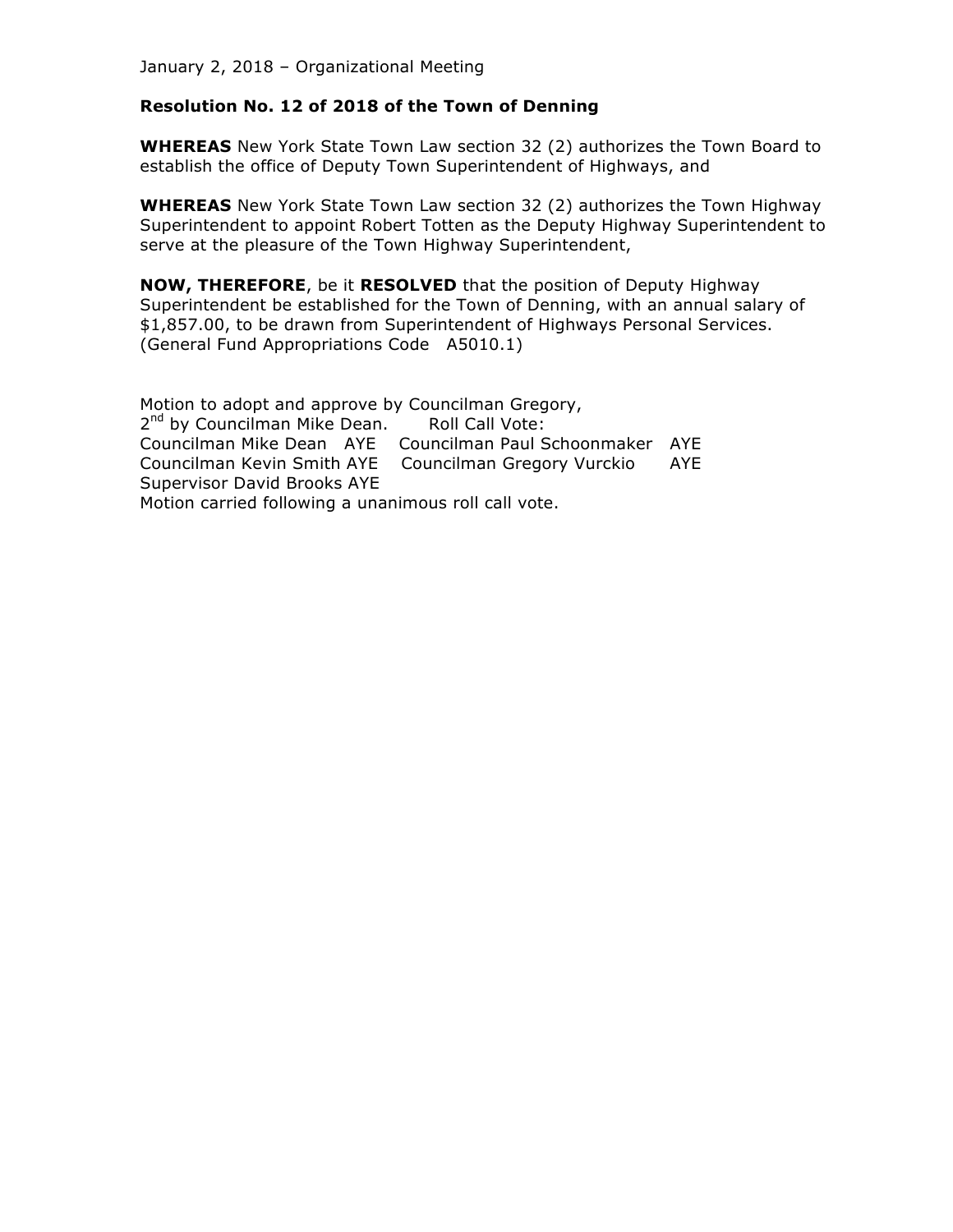January 2, 2018 – Organizational Meeting

**Resolution No. 12 of 2018 of the Town of Denning**

**WHEREAS** New York State Town Law section 32 (2) authorizes the Town Board to establish the office of Deputy Town Superintendent of Highways, and

**WHEREAS** New York State Town Law section 32 (2) authorizes the Town Highway Superintendent to appoint Robert Totten as the Deputy Highway Superintendent to serve at the pleasure of the Town Highway Superintendent,

**NOW, THEREFORE**, be it **RESOLVED** that the position of Deputy Highway Superintendent be established for the Town of Denning, with an annual salary of $1,857.00, to be drawn from Superintendent of Highways Personal Services. (General Fund Appropriations Code A5010.1)

Motion to adopt and approve by Councilman Gregory,
2nd by Councilman Mike Dean. Roll Call Vote:
Councilman Mike Dean AYE Councilman Paul Schoonmaker AYE
Councilman Kevin Smith AYE Councilman Gregory Vurckio AYE
Supervisor David Brooks AYE
Motion carried following a unanimous roll call vote.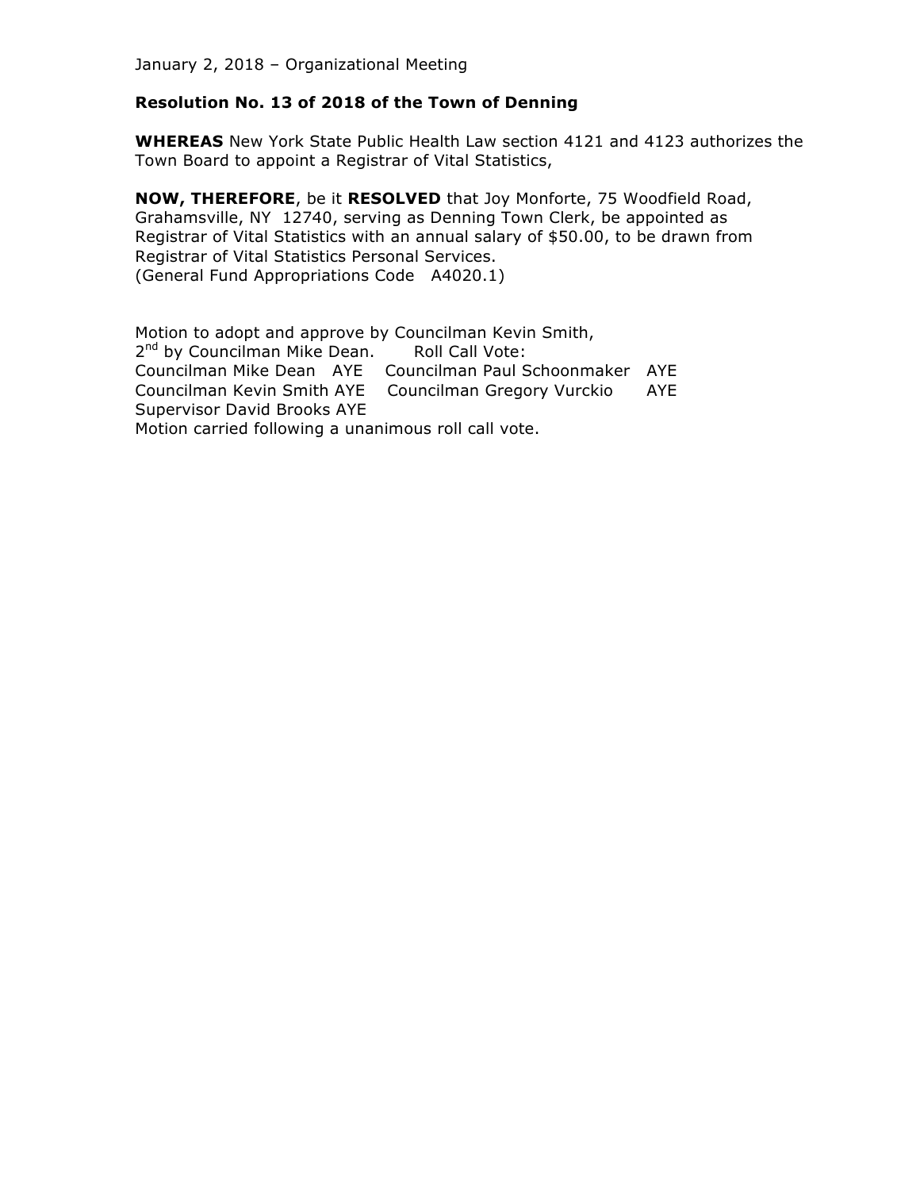January 2, 2018 – Organizational Meeting

**Resolution No. 13 of 2018 of the Town of Denning**

**WHEREAS** New York State Public Health Law section 4121 and 4123 authorizes the Town Board to appoint a Registrar of Vital Statistics,

**NOW, THEREFORE**, be it **RESOLVED** that Joy Monforte, 75 Woodfield Road, Grahamsville, NY 12740, serving as Denning Town Clerk, be appointed as Registrar of Vital Statistics with an annual salary of $50.00, to be drawn from Registrar of Vital Statistics Personal Services.
(General Fund Appropriations Code A4020.1)

Motion to adopt and approve by Councilman Kevin Smith,
2nd by Councilman Mike Dean. Roll Call Vote:
Councilman Mike Dean AYE Councilman Paul Schoonmaker AYE
Councilman Kevin Smith AYE Councilman Gregory Vurckio AYE
Supervisor David Brooks AYE
Motion carried following a unanimous roll call vote.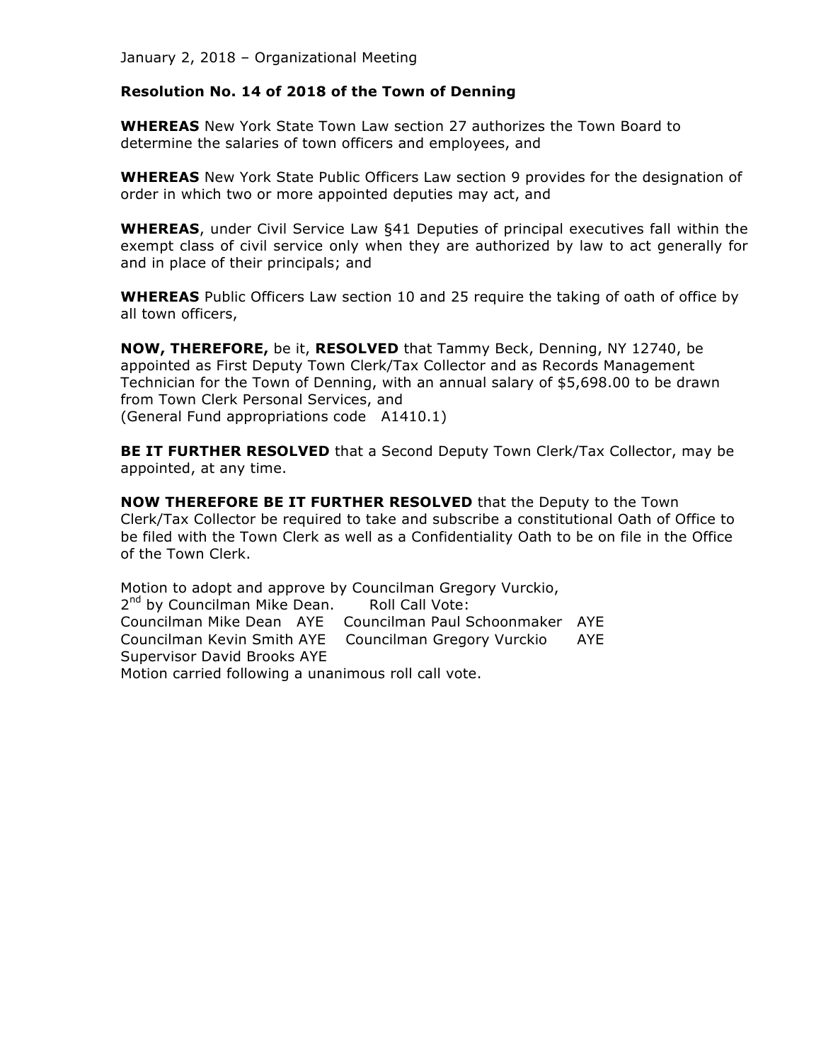January 2, 2018 – Organizational Meeting

**Resolution No. 14 of 2018 of the Town of Denning**

**WHEREAS** New York State Town Law section 27 authorizes the Town Board to determine the salaries of town officers and employees, and

**WHEREAS** New York State Public Officers Law section 9 provides for the designation of order in which two or more appointed deputies may act, and

**WHEREAS**, under Civil Service Law §41 Deputies of principal executives fall within the exempt class of civil service only when they are authorized by law to act generally for and in place of their principals; and

**WHEREAS** Public Officers Law section 10 and 25 require the taking of oath of office by all town officers,

**NOW, THEREFORE,** be it, **RESOLVED** that Tammy Beck, Denning, NY 12740, be appointed as First Deputy Town Clerk/Tax Collector and as Records Management Technician for the Town of Denning, with an annual salary of $5,698.00 to be drawn from Town Clerk Personal Services, and
(General Fund appropriations code A1410.1)

**BE IT FURTHER RESOLVED** that a Second Deputy Town Clerk/Tax Collector, may be appointed, at any time.

**NOW THEREFORE BE IT FURTHER RESOLVED** that the Deputy to the Town Clerk/Tax Collector be required to take and subscribe a constitutional Oath of Office to be filed with the Town Clerk as well as a Confidentiality Oath to be on file in the Office of the Town Clerk.

Motion to adopt and approve by Councilman Gregory Vurckio,
2nd by Councilman Mike Dean. Roll Call Vote:
Councilman Mike Dean AYE Councilman Paul Schoonmaker AYE
Councilman Kevin Smith AYE Councilman Gregory Vurckio AYE
Supervisor David Brooks AYE
Motion carried following a unanimous roll call vote.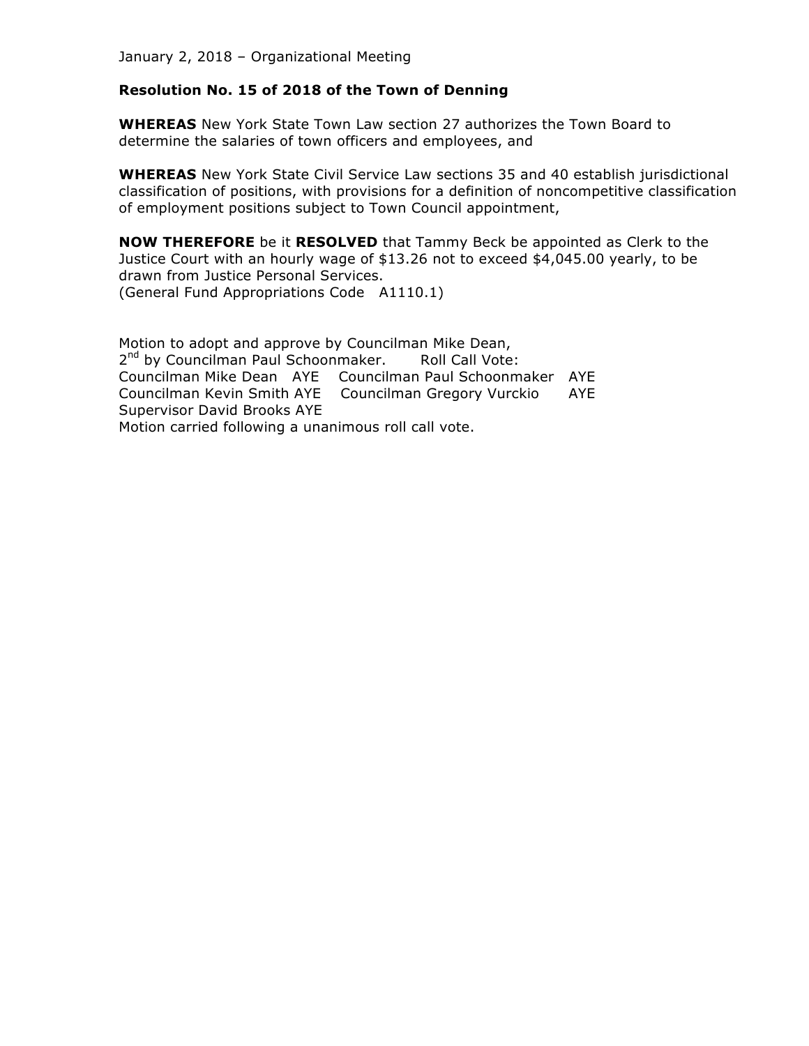January 2, 2018 – Organizational Meeting

**Resolution No. 15 of 2018 of the Town of Denning**

**WHEREAS** New York State Town Law section 27 authorizes the Town Board to determine the salaries of town officers and employees, and

**WHEREAS** New York State Civil Service Law sections 35 and 40 establish jurisdictional classification of positions, with provisions for a definition of noncompetitive classification of employment positions subject to Town Council appointment,

**NOW THEREFORE** be it **RESOLVED** that Tammy Beck be appointed as Clerk to the Justice Court with an hourly wage of $13.26 not to exceed $4,045.00 yearly, to be drawn from Justice Personal Services.
(General Fund Appropriations Code A1110.1)

Motion to adopt and approve by Councilman Mike Dean,
2nd by Councilman Paul Schoonmaker. Roll Call Vote:
Councilman Mike Dean AYE Councilman Paul Schoonmaker AYE
Councilman Kevin Smith AYE Councilman Gregory Vurckio AYE
Supervisor David Brooks AYE
Motion carried following a unanimous roll call vote.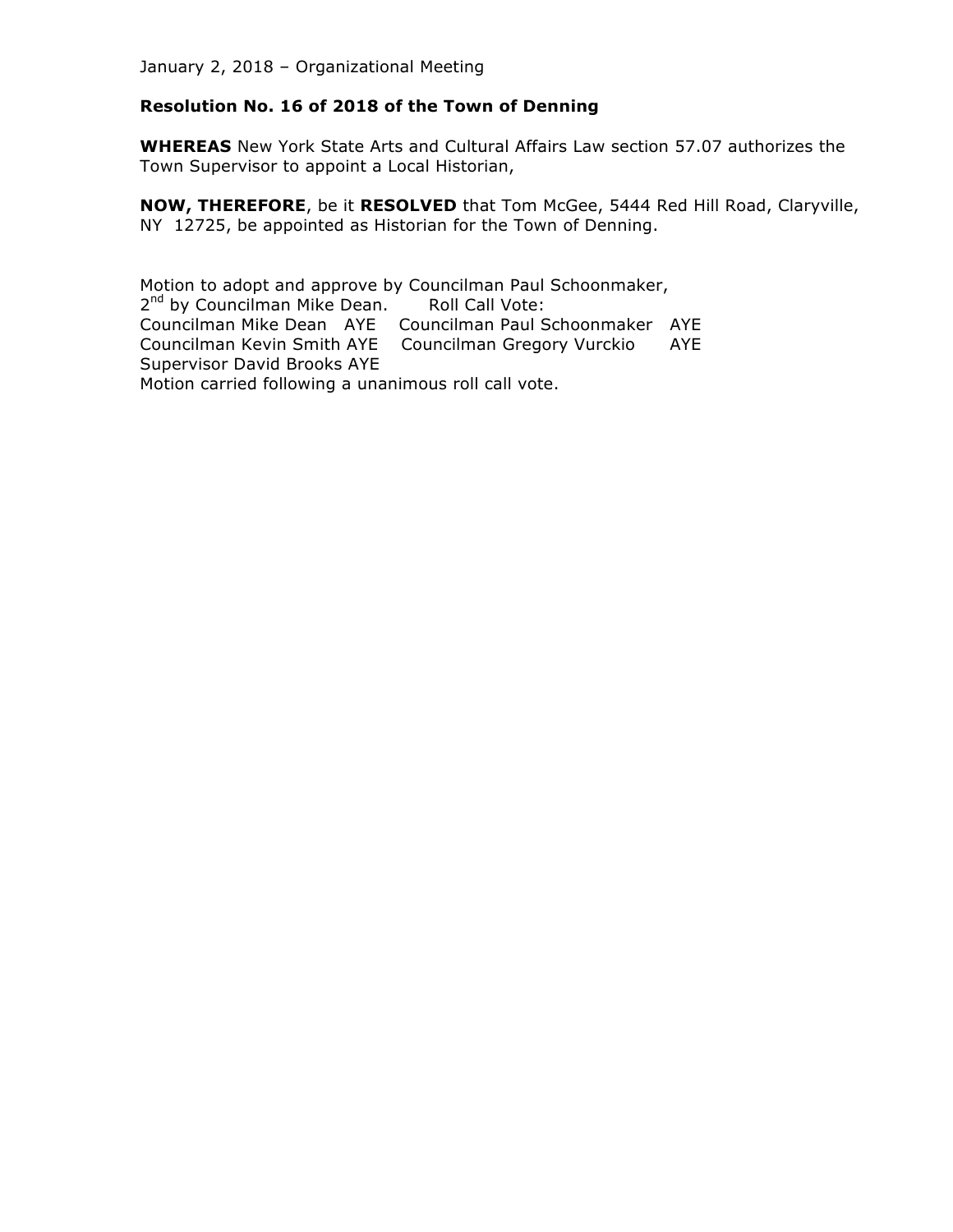January 2, 2018 – Organizational Meeting

**Resolution No. 16 of 2018 of the Town of Denning**

**WHEREAS** New York State Arts and Cultural Affairs Law section 57.07 authorizes the Town Supervisor to appoint a Local Historian,

**NOW, THEREFORE**, be it **RESOLVED** that Tom McGee, 5444 Red Hill Road, Claryville, NY 12725, be appointed as Historian for the Town of Denning.

Motion to adopt and approve by Councilman Paul Schoonmaker,
2nd by Councilman Mike Dean. Roll Call Vote:
Councilman Mike Dean AYE Councilman Paul Schoonmaker AYE
Councilman Kevin Smith AYE Councilman Gregory Vurckio AYE
Supervisor David Brooks AYE
Motion carried following a unanimous roll call vote.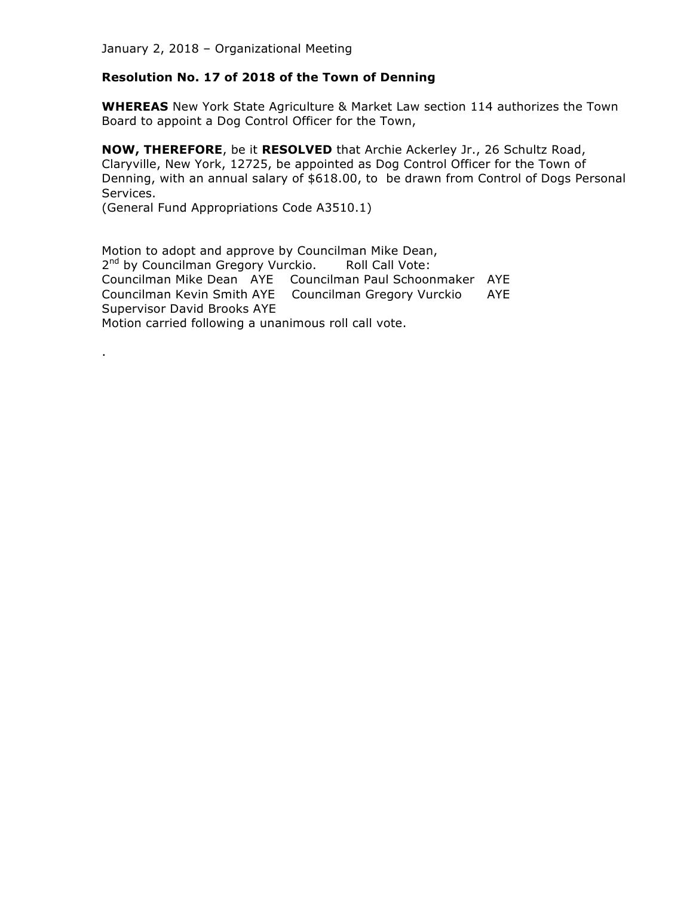January 2, 2018 – Organizational Meeting

**Resolution No. 17 of 2018 of the Town of Denning**

**WHEREAS** New York State Agriculture & Market Law section 114 authorizes the Town Board to appoint a Dog Control Officer for the Town,

**NOW, THEREFORE**, be it **RESOLVED** that Archie Ackerley Jr., 26 Schultz Road, Claryville, New York, 12725, be appointed as Dog Control Officer for the Town of Denning, with an annual salary of $618.00, to be drawn from Control of Dogs Personal Services.
(General Fund Appropriations Code A3510.1)

Motion to adopt and approve by Councilman Mike Dean,
2nd by Councilman Gregory Vurckio. Roll Call Vote:
Councilman Mike Dean AYE Councilman Paul Schoonmaker AYE
Councilman Kevin Smith AYE Councilman Gregory Vurckio AYE
Supervisor David Brooks AYE
Motion carried following a unanimous roll call vote.

.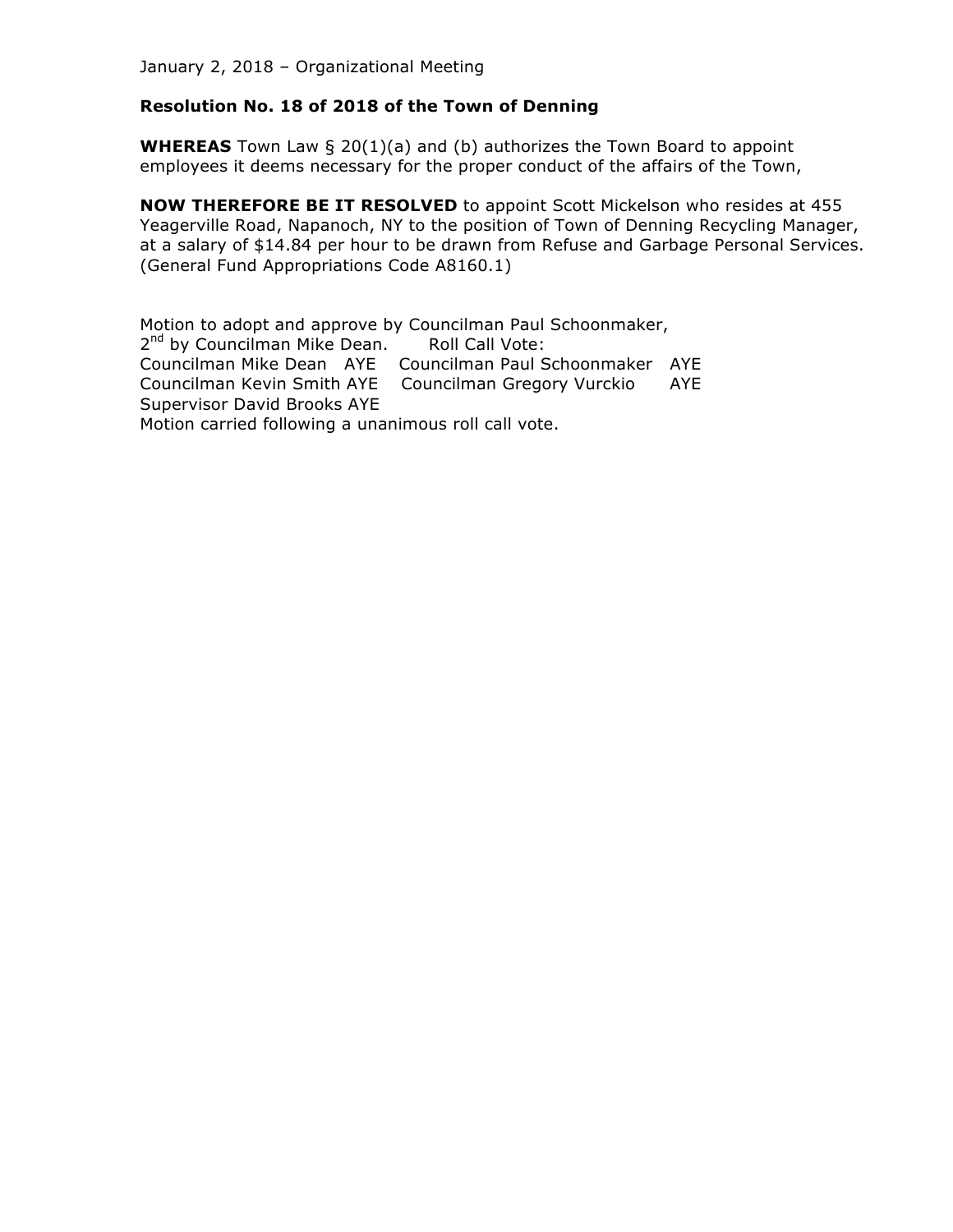January 2, 2018 – Organizational Meeting

**Resolution No. 18 of 2018 of the Town of Denning**

**WHEREAS** Town Law § 20(1)(a) and (b) authorizes the Town Board to appoint employees it deems necessary for the proper conduct of the affairs of the Town,

**NOW THEREFORE BE IT RESOLVED** to appoint Scott Mickelson who resides at 455 Yeagerville Road, Napanoch, NY to the position of Town of Denning Recycling Manager, at a salary of $14.84 per hour to be drawn from Refuse and Garbage Personal Services. (General Fund Appropriations Code A8160.1)

Motion to adopt and approve by Councilman Paul Schoonmaker,
2nd by Councilman Mike Dean. Roll Call Vote:
Councilman Mike Dean AYE Councilman Paul Schoonmaker AYE
Councilman Kevin Smith AYE Councilman Gregory Vurckio AYE
Supervisor David Brooks AYE
Motion carried following a unanimous roll call vote.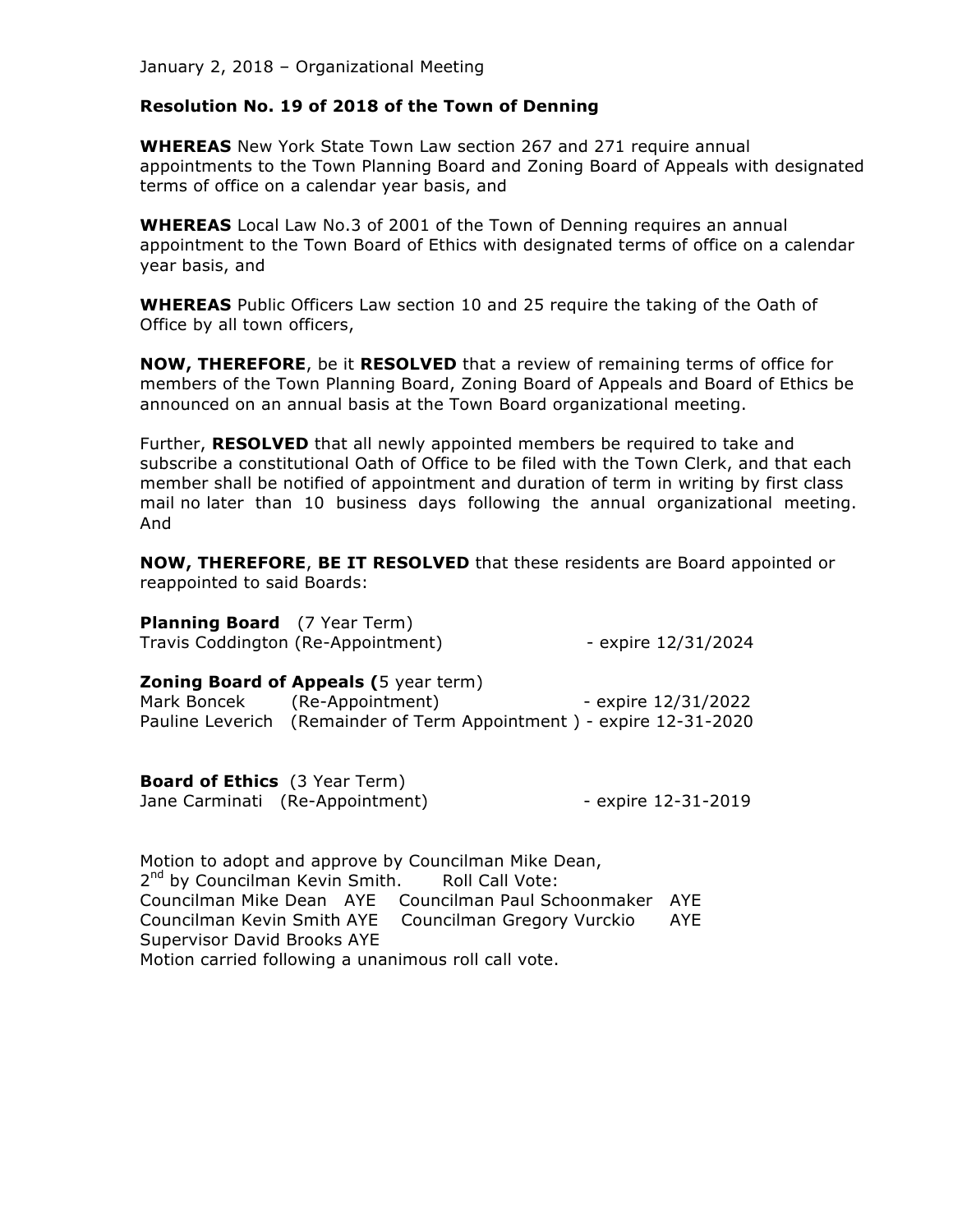January 2, 2018 – Organizational Meeting

**Resolution No. 19 of 2018 of the Town of Denning**

**WHEREAS** New York State Town Law section 267 and 271 require annual appointments to the Town Planning Board and Zoning Board of Appeals with designated terms of office on a calendar year basis, and

**WHEREAS** Local Law No.3 of 2001 of the Town of Denning requires an annual appointment to the Town Board of Ethics with designated terms of office on a calendar year basis, and

**WHEREAS** Public Officers Law section 10 and 25 require the taking of the Oath of Office by all town officers,

**NOW, THEREFORE**, be it **RESOLVED** that a review of remaining terms of office for members of the Town Planning Board, Zoning Board of Appeals and Board of Ethics be announced on an annual basis at the Town Board organizational meeting.

Further, **RESOLVED** that all newly appointed members be required to take and subscribe a constitutional Oath of Office to be filed with the Town Clerk, and that each member shall be notified of appointment and duration of term in writing by first class mail no later than 10 business days following the annual organizational meeting. And

**NOW, THEREFORE**, **BE IT RESOLVED** that these residents are Board appointed or reappointed to said Boards:

**Planning Board** (7 Year Term)
Travis Coddington (Re-Appointment) - expire 12/31/2024

**Zoning Board of Appeals (**5 year term)
Mark Boncek (Re-Appointment) - expire 12/31/2022
Pauline Leverich (Remainder of Term Appointment ) - expire 12-31-2020

**Board of Ethics** (3 Year Term)
Jane Carminati (Re-Appointment) - expire 12-31-2019

Motion to adopt and approve by Councilman Mike Dean,
2nd by Councilman Kevin Smith. Roll Call Vote:
Councilman Mike Dean AYE Councilman Paul Schoonmaker AYE
Councilman Kevin Smith AYE Councilman Gregory Vurckio AYE
Supervisor David Brooks AYE
Motion carried following a unanimous roll call vote.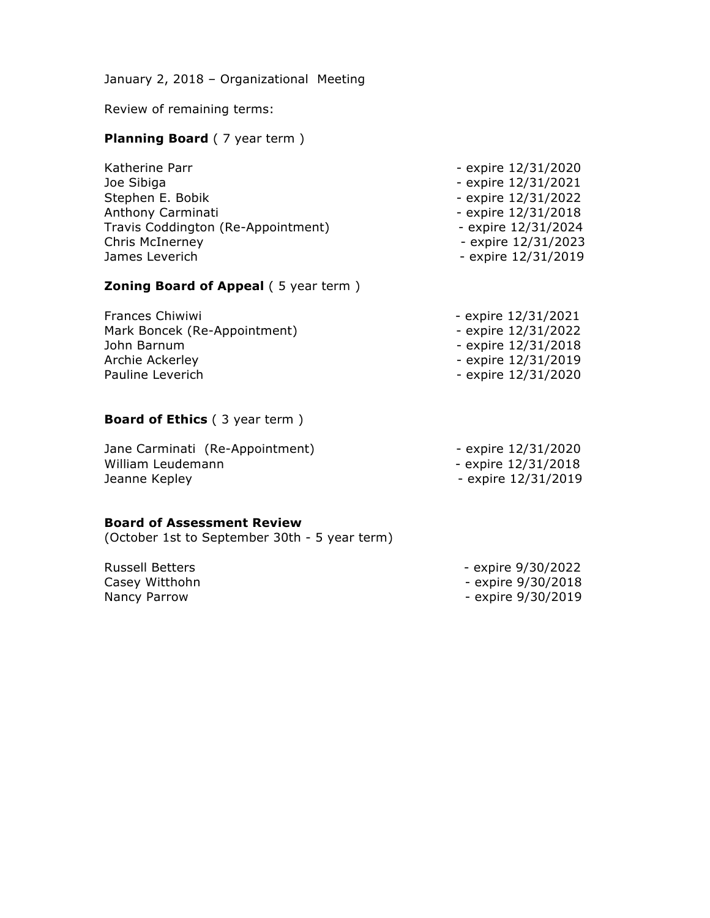January 2, 2018 – Organizational Meeting

Review of remaining terms:

**Planning Board** ( 7 year term )

| | |
|---|---|
| Katherine Parr | - expire 12/31/2020 |
| Joe Sibiga | - expire 12/31/2021 |
| Stephen E. Bobik | - expire 12/31/2022 |
| Anthony Carminati | - expire 12/31/2018 |
| Travis Coddington (Re-Appointment) | - expire 12/31/2024 |
| Chris McInerney | - expire 12/31/2023 |
| James Leverich | - expire 12/31/2019 |

**Zoning Board of Appeal** ( 5 year term )

| | |
|---|---|
| Frances Chiwiwi | - expire 12/31/2021 |
| Mark Boncek (Re-Appointment) | - expire 12/31/2022 |
| John Barnum | - expire 12/31/2018 |
| Archie Ackerley | - expire 12/31/2019 |
| Pauline Leverich | - expire 12/31/2020 |

**Board of Ethics** ( 3 year term )

| | |
|---|---|
| Jane Carminati (Re-Appointment) | - expire 12/31/2020 |
| William Leudemann | - expire 12/31/2018 |
| Jeanne Kepley | - expire 12/31/2019 |

**Board of Assessment Review**
(October 1st to September 30th - 5 year term)

| | |
|---|---|
| Russell Betters | - expire 9/30/2022 |
| Casey Witthohn | - expire 9/30/2018 |
| Nancy Parrow | - expire 9/30/2019 |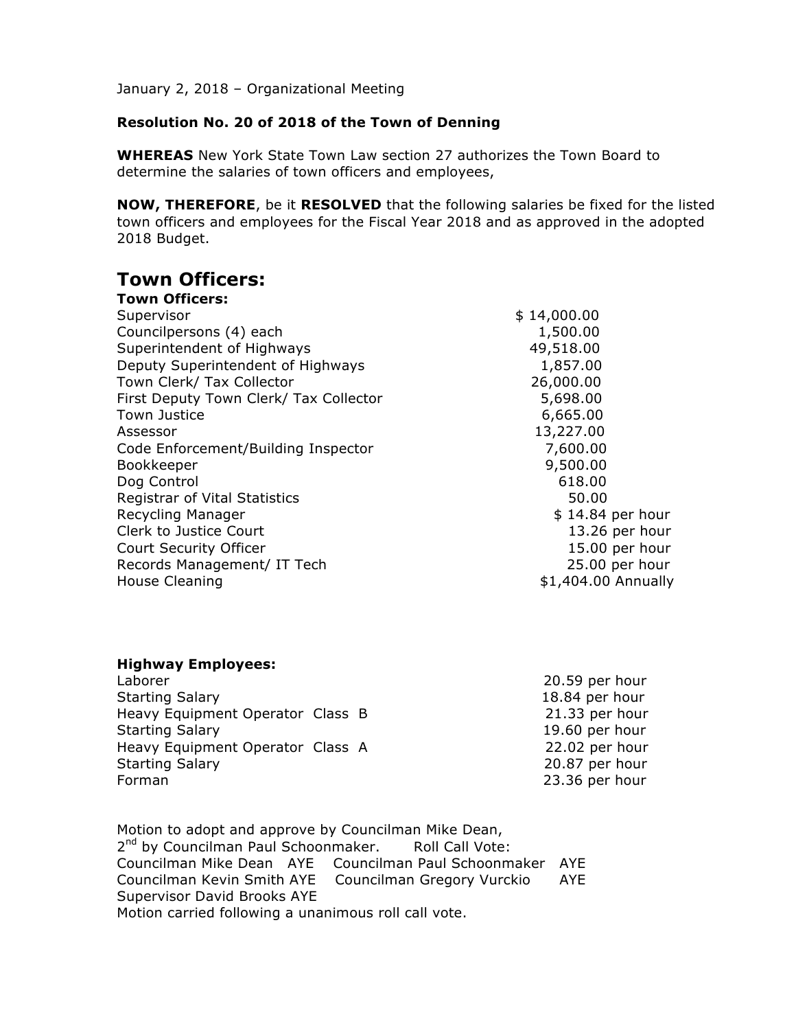January 2, 2018 – Organizational Meeting

**Resolution No. 20 of 2018 of the Town of Denning**

**WHEREAS** New York State Town Law section 27 authorizes the Town Board to determine the salaries of town officers and employees,

**NOW, THEREFORE**, be it **RESOLVED** that the following salaries be fixed for the listed town officers and employees for the Fiscal Year 2018 and as approved in the adopted 2018 Budget.

# Town Officers:

| **Town Officers:** | |
|---|---|
| Supervisor | $ 14,000.00 |
| Councilpersons (4) each | 1,500.00 |
| Superintendent of Highways | 49,518.00 |
| Deputy Superintendent of Highways | 1,857.00 |
| Town Clerk/ Tax Collector | 26,000.00 |
| First Deputy Town Clerk/ Tax Collector | 5,698.00 |
| Town Justice | 6,665.00 |
| Assessor | 13,227.00 |
| Code Enforcement/Building Inspector | 7,600.00 |
| Bookkeeper | 9,500.00 |
| Dog Control | 618.00 |
| Registrar of Vital Statistics | 50.00 |
| Recycling Manager | $ 14.84 per hour |
| Clerk to Justice Court | 13.26 per hour |
| Court Security Officer | 15.00 per hour |
| Records Management/ IT Tech | 25.00 per hour |
| House Cleaning | $1,404.00 Annually |

| **Highway Employees:** | |
|---|---|
| Laborer | 20.59 per hour |
| Starting Salary | 18.84 per hour |
| Heavy Equipment Operator Class B | 21.33 per hour |
| Starting Salary | 19.60 per hour |
| Heavy Equipment Operator Class A | 22.02 per hour |
| Starting Salary | 20.87 per hour |
| Forman | 23.36 per hour |

Motion to adopt and approve by Councilman Mike Dean,
2nd by Councilman Paul Schoonmaker. Roll Call Vote:
Councilman Mike Dean AYE Councilman Paul Schoonmaker AYE
Councilman Kevin Smith AYE Councilman Gregory Vurckio AYE
Supervisor David Brooks AYE
Motion carried following a unanimous roll call vote.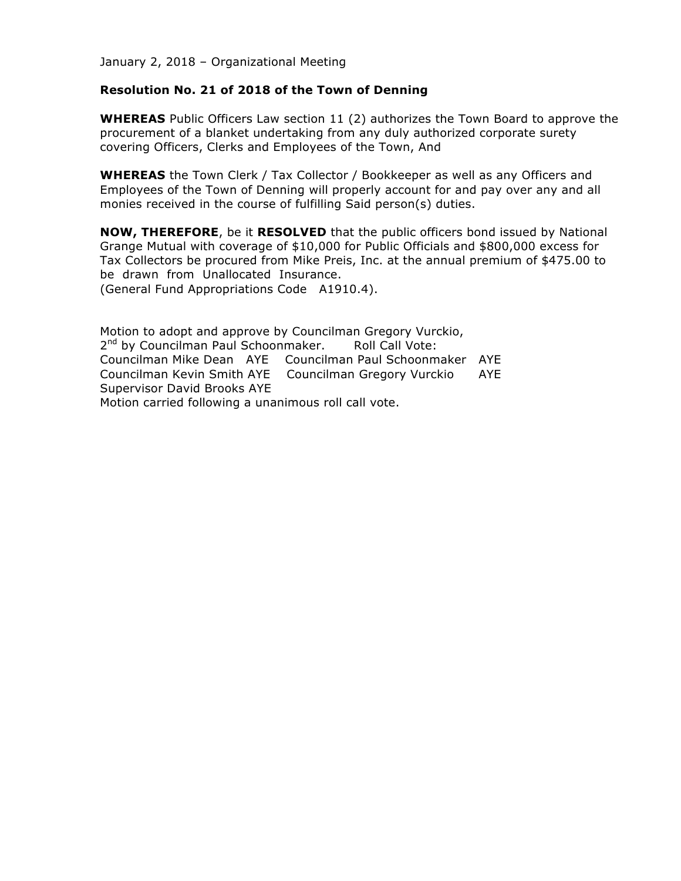January 2, 2018 – Organizational Meeting

**Resolution No. 21 of 2018 of the Town of Denning**

**WHEREAS** Public Officers Law section 11 (2) authorizes the Town Board to approve the procurement of a blanket undertaking from any duly authorized corporate surety covering Officers, Clerks and Employees of the Town, And

**WHEREAS** the Town Clerk / Tax Collector / Bookkeeper as well as any Officers and Employees of the Town of Denning will properly account for and pay over any and all monies received in the course of fulfilling Said person(s) duties.

**NOW, THEREFORE**, be it **RESOLVED** that the public officers bond issued by National Grange Mutual with coverage of $10,000 for Public Officials and $800,000 excess for Tax Collectors be procured from Mike Preis, Inc. at the annual premium of $475.00 to be drawn from Unallocated Insurance.
(General Fund Appropriations Code A1910.4).

Motion to adopt and approve by Councilman Gregory Vurckio,
2nd by Councilman Paul Schoonmaker. Roll Call Vote:
Councilman Mike Dean AYE Councilman Paul Schoonmaker AYE
Councilman Kevin Smith AYE Councilman Gregory Vurckio AYE
Supervisor David Brooks AYE
Motion carried following a unanimous roll call vote.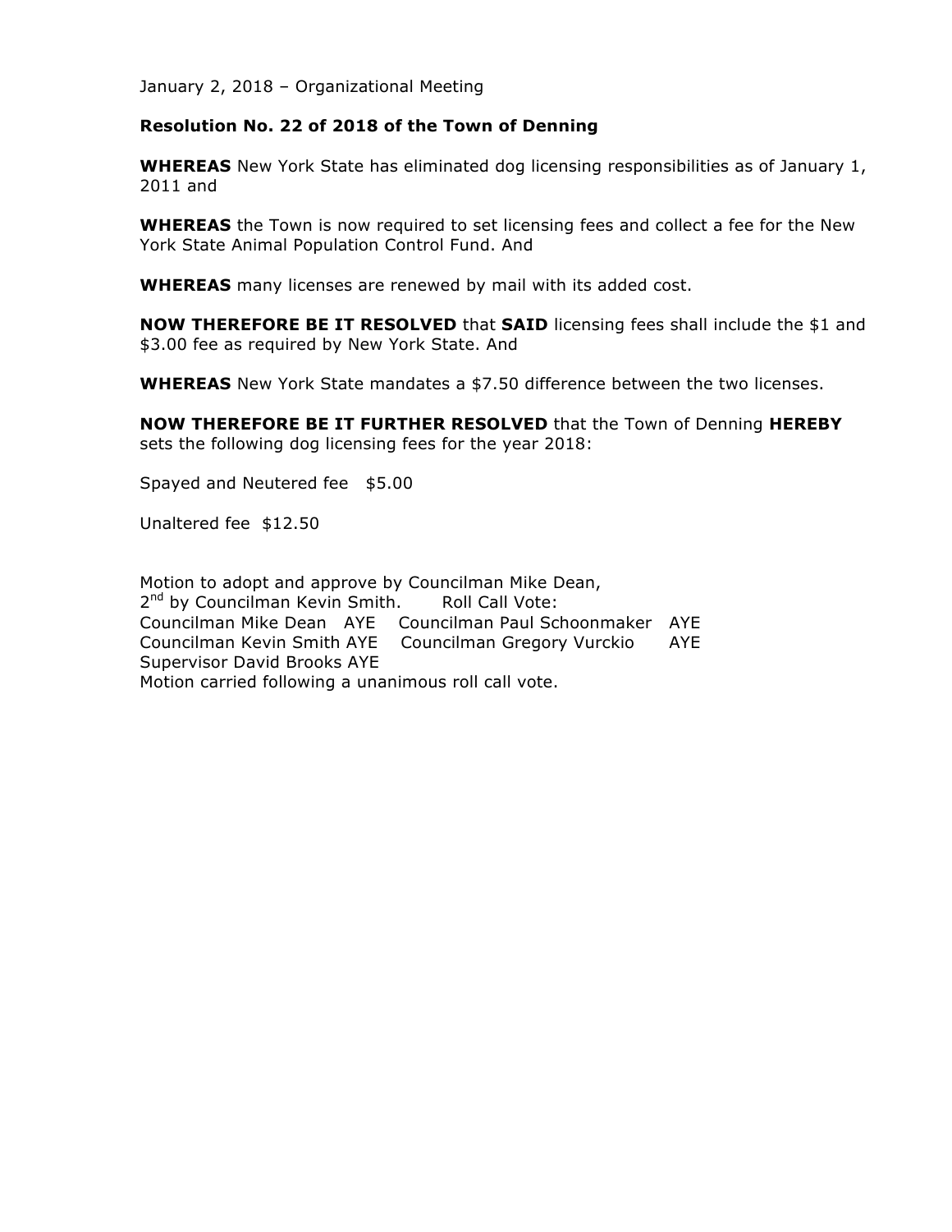January 2, 2018 – Organizational Meeting

**Resolution No. 22 of 2018 of the Town of Denning**

**WHEREAS** New York State has eliminated dog licensing responsibilities as of January 1, 2011 and

**WHEREAS** the Town is now required to set licensing fees and collect a fee for the New York State Animal Population Control Fund. And

**WHEREAS** many licenses are renewed by mail with its added cost.

**NOW THEREFORE BE IT RESOLVED** that **SAID** licensing fees shall include the $1 and $3.00 fee as required by New York State. And

**WHEREAS** New York State mandates a $7.50 difference between the two licenses.

**NOW THEREFORE BE IT FURTHER RESOLVED** that the Town of Denning **HEREBY** sets the following dog licensing fees for the year 2018:

Spayed and Neutered fee $5.00

Unaltered fee $12.50

Motion to adopt and approve by Councilman Mike Dean,
2nd by Councilman Kevin Smith. Roll Call Vote:
Councilman Mike Dean AYE Councilman Paul Schoonmaker AYE
Councilman Kevin Smith AYE Councilman Gregory Vurckio AYE
Supervisor David Brooks AYE
Motion carried following a unanimous roll call vote.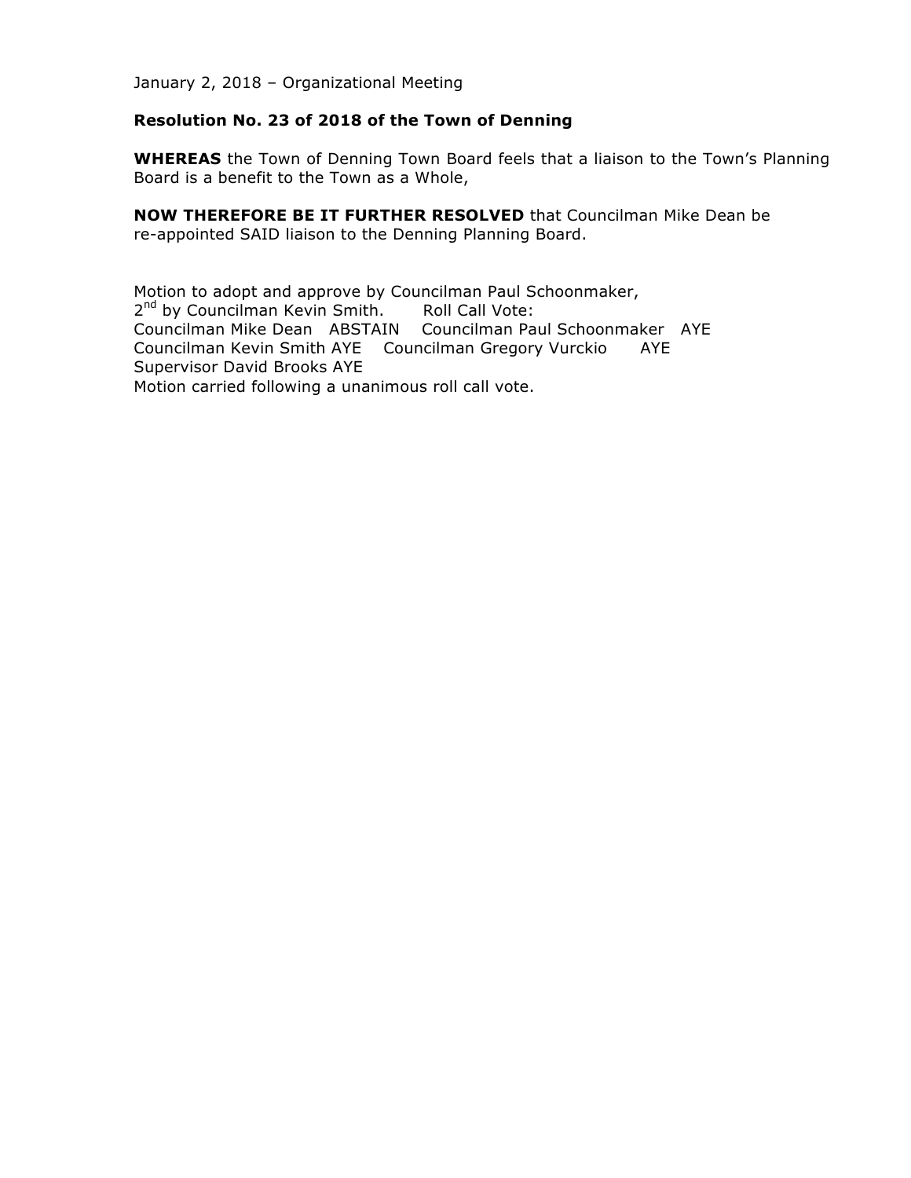January 2, 2018 – Organizational Meeting

**Resolution No. 23 of 2018 of the Town of Denning**

**WHEREAS** the Town of Denning Town Board feels that a liaison to the Town's Planning Board is a benefit to the Town as a Whole,

**NOW THEREFORE BE IT FURTHER RESOLVED** that Councilman Mike Dean be re-appointed SAID liaison to the Denning Planning Board.

Motion to adopt and approve by Councilman Paul Schoonmaker,
2nd by Councilman Kevin Smith. Roll Call Vote:
Councilman Mike Dean ABSTAIN Councilman Paul Schoonmaker AYE
Councilman Kevin Smith AYE Councilman Gregory Vurckio AYE
Supervisor David Brooks AYE
Motion carried following a unanimous roll call vote.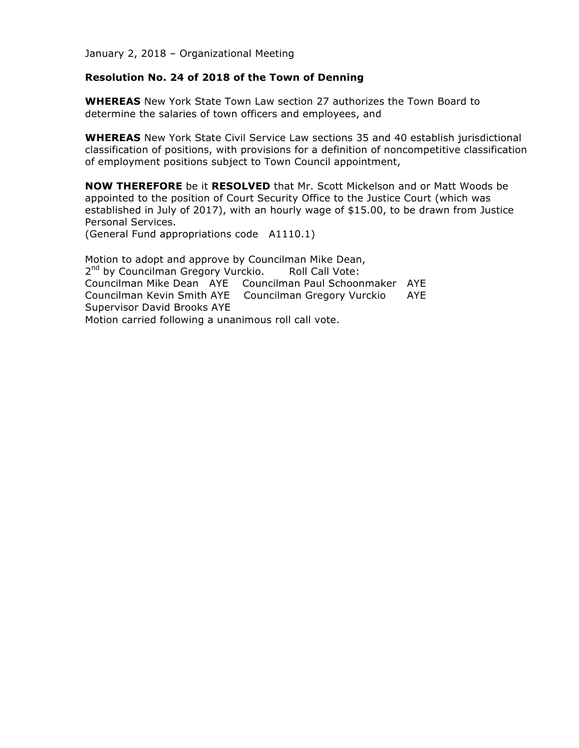January 2, 2018 – Organizational Meeting

**Resolution No. 24 of 2018 of the Town of Denning**

**WHEREAS** New York State Town Law section 27 authorizes the Town Board to determine the salaries of town officers and employees, and

**WHEREAS** New York State Civil Service Law sections 35 and 40 establish jurisdictional classification of positions, with provisions for a definition of noncompetitive classification of employment positions subject to Town Council appointment,

**NOW THEREFORE** be it **RESOLVED** that Mr. Scott Mickelson and or Matt Woods be appointed to the position of Court Security Office to the Justice Court (which was established in July of 2017), with an hourly wage of $15.00, to be drawn from Justice Personal Services.
(General Fund appropriations code A1110.1)

Motion to adopt and approve by Councilman Mike Dean,
2nd by Councilman Gregory Vurckio. Roll Call Vote:
Councilman Mike Dean AYE Councilman Paul Schoonmaker AYE
Councilman Kevin Smith AYE Councilman Gregory Vurckio AYE
Supervisor David Brooks AYE
Motion carried following a unanimous roll call vote.